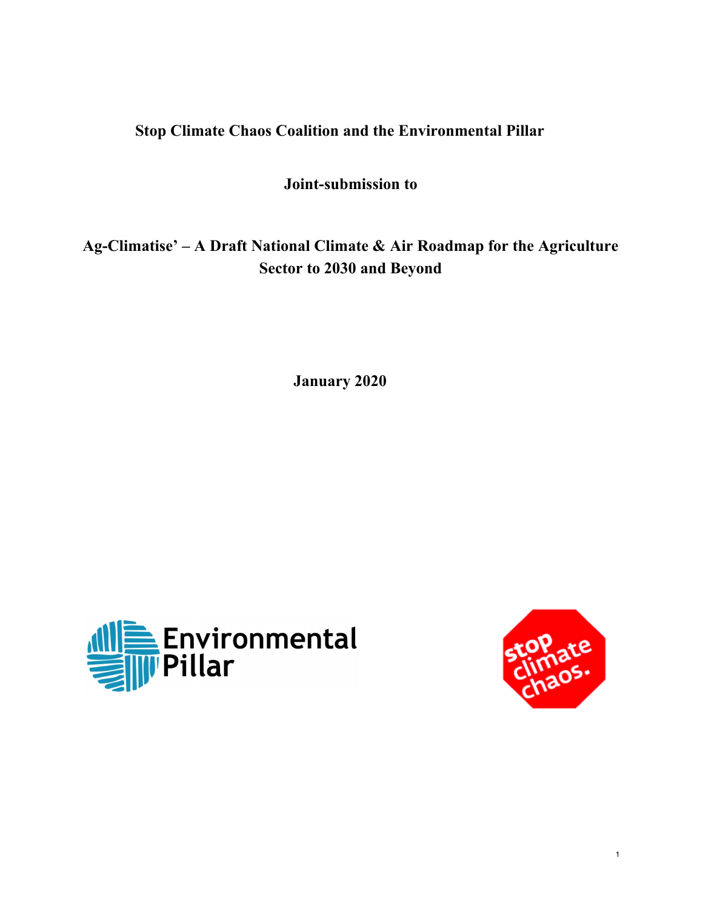**Stop Climate Chaos Coalition and the Environmental Pillar**

**Joint-submission to**

**Ag-Climatise' – A Draft National Climate & Air Roadmap for the Agriculture Sector to 2030 and Beyond**

**January 2020**

Environmental Pillar

stop climate chaos.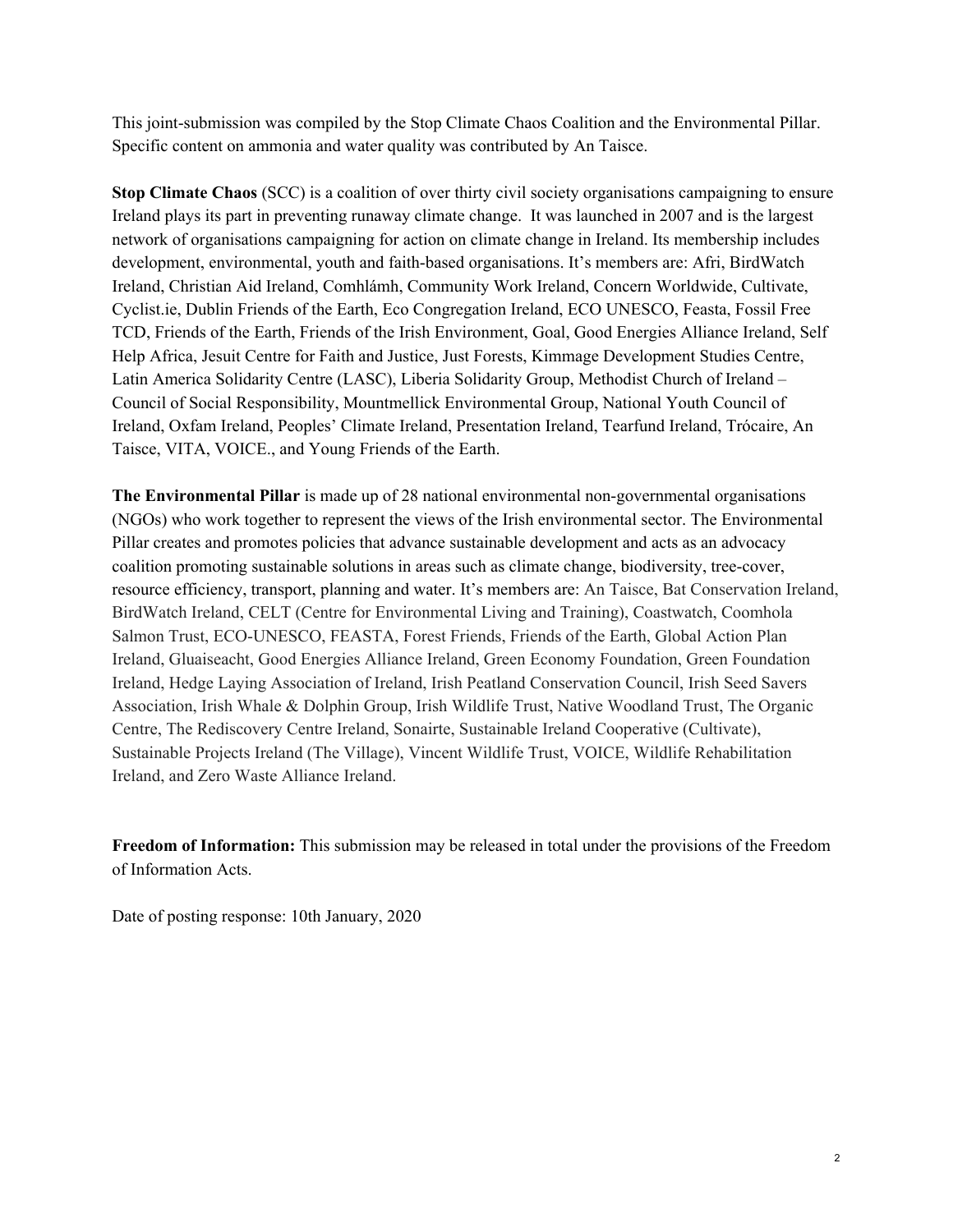This joint-submission was compiled by the Stop Climate Chaos Coalition and the Environmental Pillar. Specific content on ammonia and water quality was contributed by An Taisce.

**Stop Climate Chaos** (SCC) is a coalition of over thirty civil society organisations campaigning to ensure Ireland plays its part in preventing runaway climate change. It was launched in 2007 and is the largest network of organisations campaigning for action on climate change in Ireland. Its membership includes development, environmental, youth and faith-based organisations. It's members are: Afri, BirdWatch Ireland, Christian Aid Ireland, Comhlámh, Community Work Ireland, Concern Worldwide, Cultivate, Cyclist.ie, Dublin Friends of the Earth, Eco Congregation Ireland, ECO UNESCO, Feasta, Fossil Free TCD, Friends of the Earth, Friends of the Irish Environment, Goal, Good Energies Alliance Ireland, Self Help Africa, Jesuit Centre for Faith and Justice, Just Forests, Kimmage Development Studies Centre, Latin America Solidarity Centre (LASC), Liberia Solidarity Group, Methodist Church of Ireland – Council of Social Responsibility, Mountmellick Environmental Group, National Youth Council of Ireland, Oxfam Ireland, Peoples' Climate Ireland, Presentation Ireland, Tearfund Ireland, Trócaire, An Taisce, VITA, VOICE., and Young Friends of the Earth.

**The Environmental Pillar** is made up of 28 national environmental non-governmental organisations (NGOs) who work together to represent the views of the Irish environmental sector. The Environmental Pillar creates and promotes policies that advance sustainable development and acts as an advocacy coalition promoting sustainable solutions in areas such as climate change, biodiversity, tree-cover, resource efficiency, transport, planning and water. It's members are: An Taisce, Bat Conservation Ireland, BirdWatch Ireland, CELT (Centre for Environmental Living and Training), Coastwatch, Coomhola Salmon Trust, ECO-UNESCO, FEASTA, Forest Friends, Friends of the Earth, Global Action Plan Ireland, Gluaiseacht, Good Energies Alliance Ireland, Green Economy Foundation, Green Foundation Ireland, Hedge Laying Association of Ireland, Irish Peatland Conservation Council, Irish Seed Savers Association, Irish Whale & Dolphin Group, Irish Wildlife Trust, Native Woodland Trust, The Organic Centre, The Rediscovery Centre Ireland, Sonairte, Sustainable Ireland Cooperative (Cultivate), Sustainable Projects Ireland (The Village), Vincent Wildlife Trust, VOICE, Wildlife Rehabilitation Ireland, and Zero Waste Alliance Ireland.

**Freedom of Information:** This submission may be released in total under the provisions of the Freedom of Information Acts.

Date of posting response: 10th January, 2020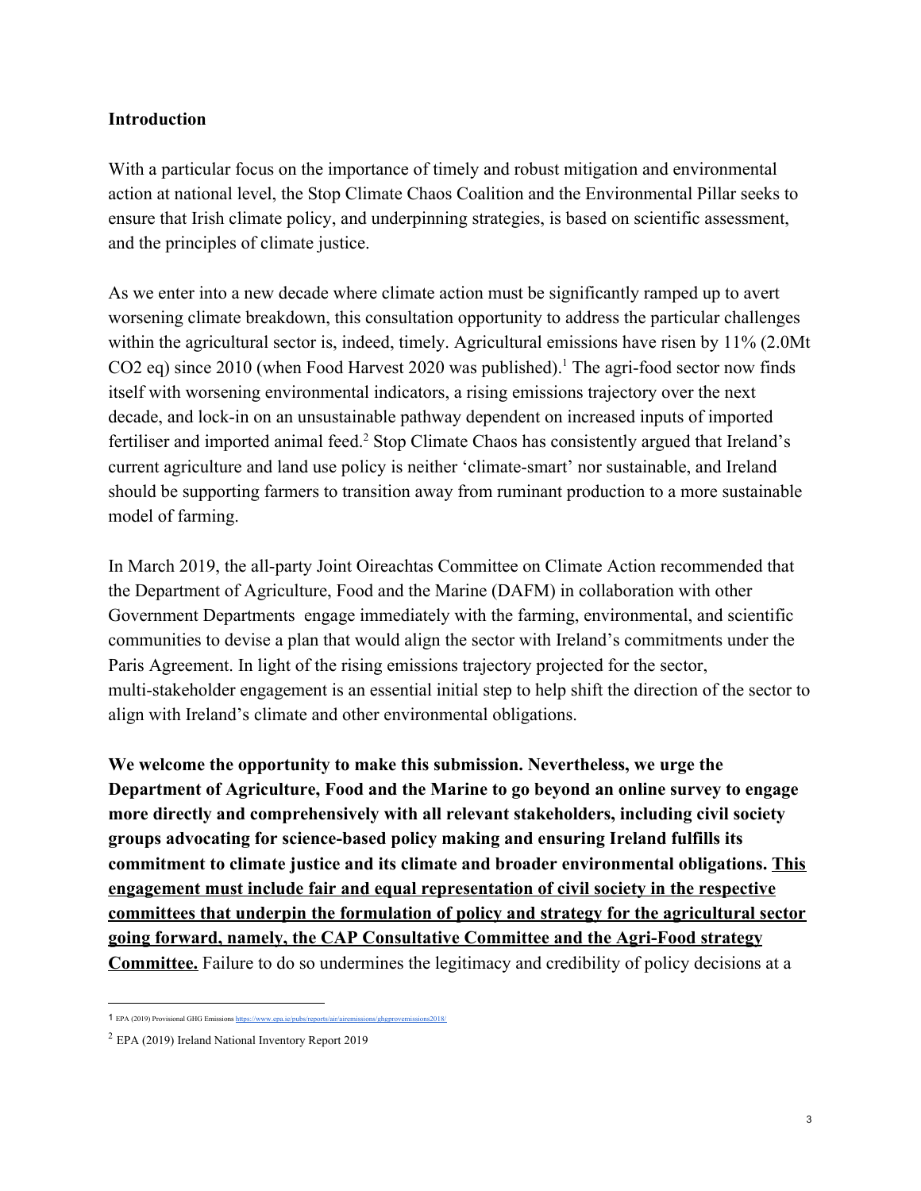**Introduction**

With a particular focus on the importance of timely and robust mitigation and environmental action at national level, the Stop Climate Chaos Coalition and the Environmental Pillar seeks to ensure that Irish climate policy, and underpinning strategies, is based on scientific assessment, and the principles of climate justice.

As we enter into a new decade where climate action must be significantly ramped up to avert worsening climate breakdown, this consultation opportunity to address the particular challenges within the agricultural sector is, indeed, timely. Agricultural emissions have risen by 11% (2.0Mt $CO_2$ eq) since 2010 (when Food Harvest 2020 was published).[1] The agri-food sector now finds itself with worsening environmental indicators, a rising emissions trajectory over the next decade, and lock-in on an unsustainable pathway dependent on increased inputs of imported fertiliser and imported animal feed.[2] Stop Climate Chaos has consistently argued that Ireland's current agriculture and land use policy is neither 'climate-smart' nor sustainable, and Ireland should be supporting farmers to transition away from ruminant production to a more sustainable model of farming.

In March 2019, the all-party Joint Oireachtas Committee on Climate Action recommended that the Department of Agriculture, Food and the Marine (DAFM) in collaboration with other Government Departments engage immediately with the farming, environmental, and scientific communities to devise a plan that would align the sector with Ireland's commitments under the Paris Agreement. In light of the rising emissions trajectory projected for the sector, multi-stakeholder engagement is an essential initial step to help shift the direction of the sector to align with Ireland's climate and other environmental obligations.

**We welcome the opportunity to make this submission. Nevertheless, we urge the Department of Agriculture, Food and the Marine to go beyond an online survey to engage more directly and comprehensively with all relevant stakeholders, including civil society groups advocating for science-based policy making and ensuring Ireland fulfills its commitment to climate justice and its climate and broader environmental obligations. <u>This engagement must include fair and equal representation of civil society in the respective committees that underpin the formulation of policy and strategy for the agricultural sector going forward, namely, the CAP Consultative Committee and the Agri-Food strategy Committee.</u>** Failure to do so undermines the legitimacy and credibility of policy decisions at a

---

[1] EPA (2019) Provisional GHG Emissions https://www.epa.ie/pubs/reports/air/airemissions/ghgprovemissions2018/

[2] EPA (2019) Ireland National Inventory Report 2019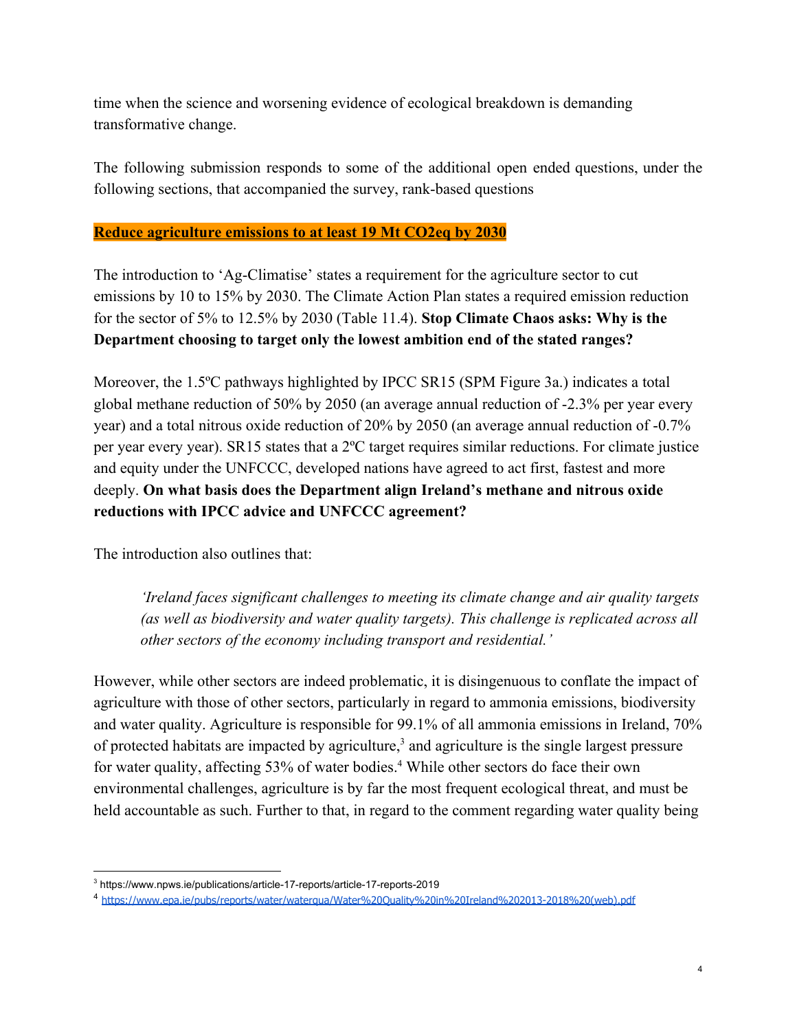time when the science and worsening evidence of ecological breakdown is demanding transformative change.

The following submission responds to some of the additional open ended questions, under the following sections, that accompanied the survey, rank-based questions

## Reduce agriculture emissions to at least 19 Mt CO2eq by 2030

The introduction to 'Ag-Climatise' states a requirement for the agriculture sector to cut emissions by 10 to 15% by 2030. The Climate Action Plan states a required emission reduction for the sector of 5% to 12.5% by 2030 (Table 11.4). **Stop Climate Chaos asks: Why is the Department choosing to target only the lowest ambition end of the stated ranges?**

Moreover, the 1.5ºC pathways highlighted by IPCC SR15 (SPM Figure 3a.) indicates a total global methane reduction of 50% by 2050 (an average annual reduction of -2.3% per year every year) and a total nitrous oxide reduction of 20% by 2050 (an average annual reduction of -0.7% per year every year). SR15 states that a 2ºC target requires similar reductions. For climate justice and equity under the UNFCCC, developed nations have agreed to act first, fastest and more deeply. **On what basis does the Department align Ireland's methane and nitrous oxide reductions with IPCC advice and UNFCCC agreement?**

The introduction also outlines that:

> *'Ireland faces significant challenges to meeting its climate change and air quality targets (as well as biodiversity and water quality targets). This challenge is replicated across all other sectors of the economy including transport and residential.'*

However, while other sectors are indeed problematic, it is disingenuous to conflate the impact of agriculture with those of other sectors, particularly in regard to ammonia emissions, biodiversity and water quality. Agriculture is responsible for 99.1% of all ammonia emissions in Ireland, 70% of protected habitats are impacted by agriculture,[3] and agriculture is the single largest pressure for water quality, affecting 53% of water bodies.[4] While other sectors do face their own environmental challenges, agriculture is by far the most frequent ecological threat, and must be held accountable as such. Further to that, in regard to the comment regarding water quality being

---

[3] https://www.npws.ie/publications/article-17-reports/article-17-reports-2019

[4] https://www.epa.ie/pubs/reports/water/waterqua/Water%20Quality%20in%20Ireland%202013-2018%20(web).pdf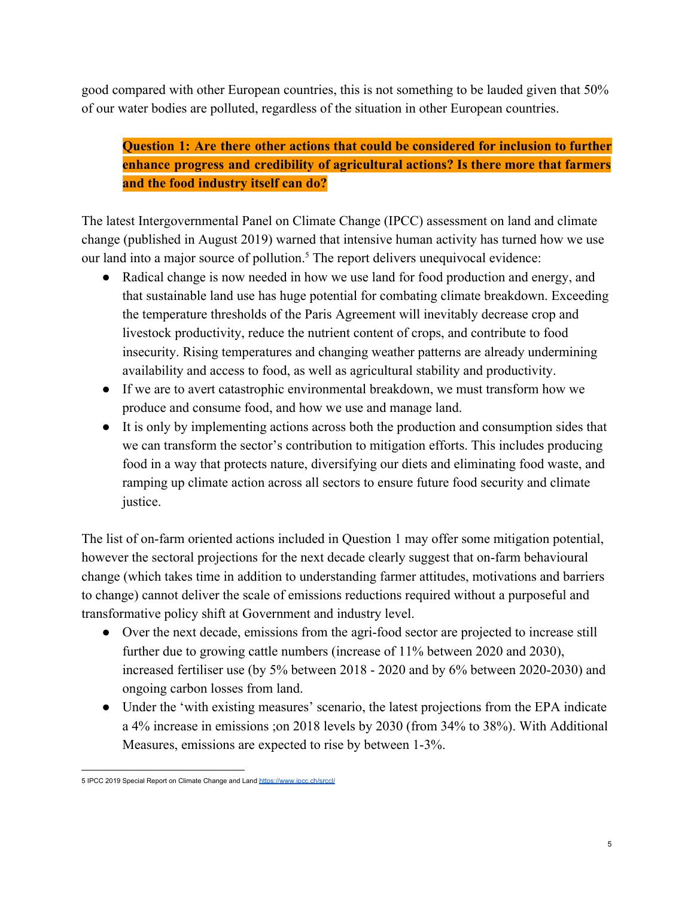good compared with other European countries, this is not something to be lauded given that 50% of our water bodies are polluted, regardless of the situation in other European countries.

**Question 1: Are there other actions that could be considered for inclusion to further enhance progress and credibility of agricultural actions? Is there more that farmers and the food industry itself can do?**

The latest Intergovernmental Panel on Climate Change (IPCC) assessment on land and climate change (published in August 2019) warned that intensive human activity has turned how we use our land into a major source of pollution.[5] The report delivers unequivocal evidence:

- Radical change is now needed in how we use land for food production and energy, and that sustainable land use has huge potential for combating climate breakdown. Exceeding the temperature thresholds of the Paris Agreement will inevitably decrease crop and livestock productivity, reduce the nutrient content of crops, and contribute to food insecurity. Rising temperatures and changing weather patterns are already undermining availability and access to food, as well as agricultural stability and productivity.
- If we are to avert catastrophic environmental breakdown, we must transform how we produce and consume food, and how we use and manage land.
- It is only by implementing actions across both the production and consumption sides that we can transform the sector's contribution to mitigation efforts. This includes producing food in a way that protects nature, diversifying our diets and eliminating food waste, and ramping up climate action across all sectors to ensure future food security and climate justice.

The list of on-farm oriented actions included in Question 1 may offer some mitigation potential, however the sectoral projections for the next decade clearly suggest that on-farm behavioural change (which takes time in addition to understanding farmer attitudes, motivations and barriers to change) cannot deliver the scale of emissions reductions required without a purposeful and transformative policy shift at Government and industry level.

- Over the next decade, emissions from the agri-food sector are projected to increase still further due to growing cattle numbers (increase of 11% between 2020 and 2030), increased fertiliser use (by 5% between 2018 - 2020 and by 6% between 2020-2030) and ongoing carbon losses from land.
- Under the 'with existing measures' scenario, the latest projections from the EPA indicate a 4% increase in emissions ;on 2018 levels by 2030 (from 34% to 38%). With Additional Measures, emissions are expected to rise by between 1-3%.

---

5 IPCC 2019 Special Report on Climate Change and Land https://www.ipcc.ch/srccl/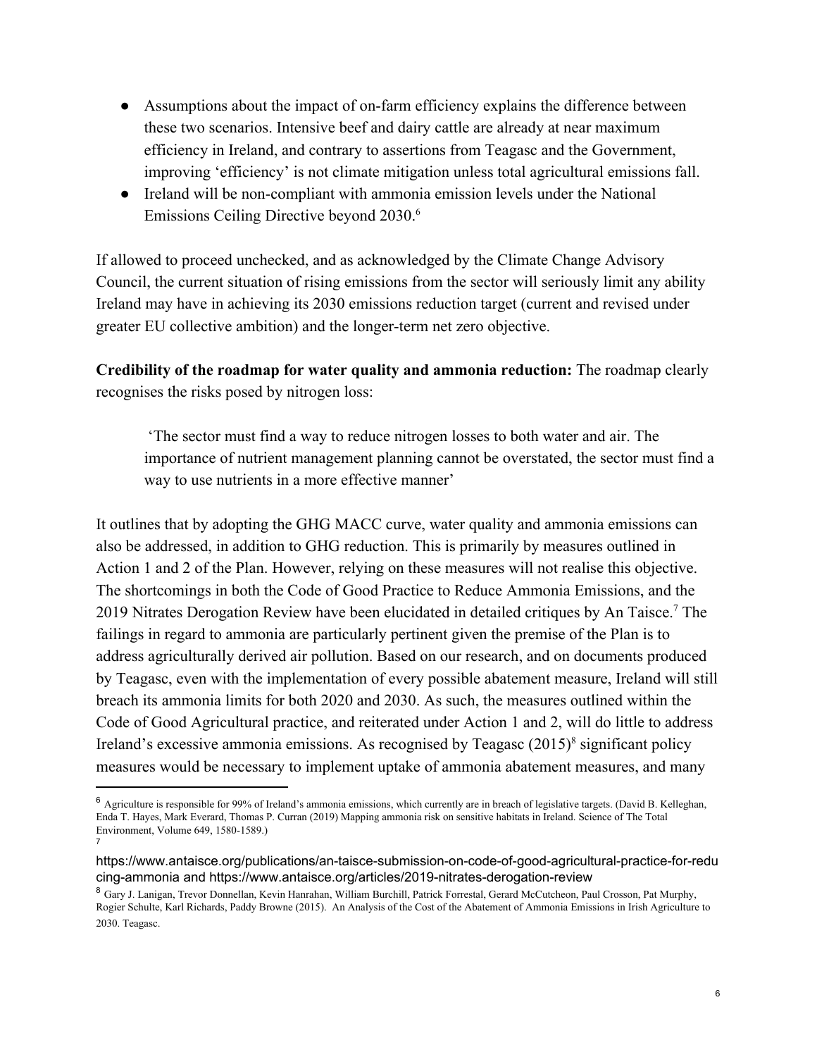- Assumptions about the impact of on-farm efficiency explains the difference between these two scenarios. Intensive beef and dairy cattle are already at near maximum efficiency in Ireland, and contrary to assertions from Teagasc and the Government, improving 'efficiency' is not climate mitigation unless total agricultural emissions fall.
- Ireland will be non-compliant with ammonia emission levels under the National Emissions Ceiling Directive beyond 2030.[6]

If allowed to proceed unchecked, and as acknowledged by the Climate Change Advisory Council, the current situation of rising emissions from the sector will seriously limit any ability Ireland may have in achieving its 2030 emissions reduction target (current and revised under greater EU collective ambition) and the longer-term net zero objective.

**Credibility of the roadmap for water quality and ammonia reduction:** The roadmap clearly recognises the risks posed by nitrogen loss:

> 'The sector must find a way to reduce nitrogen losses to both water and air. The importance of nutrient management planning cannot be overstated, the sector must find a way to use nutrients in a more effective manner'

It outlines that by adopting the GHG MACC curve, water quality and ammonia emissions can also be addressed, in addition to GHG reduction. This is primarily by measures outlined in Action 1 and 2 of the Plan. However, relying on these measures will not realise this objective. The shortcomings in both the Code of Good Practice to Reduce Ammonia Emissions, and the 2019 Nitrates Derogation Review have been elucidated in detailed critiques by An Taisce.[7] The failings in regard to ammonia are particularly pertinent given the premise of the Plan is to address agriculturally derived air pollution. Based on our research, and on documents produced by Teagasc, even with the implementation of every possible abatement measure, Ireland will still breach its ammonia limits for both 2020 and 2030. As such, the measures outlined within the Code of Good Agricultural practice, and reiterated under Action 1 and 2, will do little to address Ireland's excessive ammonia emissions. As recognised by Teagasc (2015)[8] significant policy measures would be necessary to implement uptake of ammonia abatement measures, and many

---

[6] Agriculture is responsible for 99% of Ireland's ammonia emissions, which currently are in breach of legislative targets. (David B. Kelleghan, Enda T. Hayes, Mark Everard, Thomas P. Curran (2019) Mapping ammonia risk on sensitive habitats in Ireland. Science of The Total Environment, Volume 649, 1580-1589.)

[7] https://www.antaisce.org/publications/an-taisce-submission-on-code-of-good-agricultural-practice-for-reducing-ammonia and https://www.antaisce.org/articles/2019-nitrates-derogation-review

[8] Gary J. Lanigan, Trevor Donnellan, Kevin Hanrahan, William Burchill, Patrick Forrestal, Gerard McCutcheon, Paul Crosson, Pat Murphy, Rogier Schulte, Karl Richards, Paddy Browne (2015). An Analysis of the Cost of the Abatement of Ammonia Emissions in Irish Agriculture to 2030. Teagasc.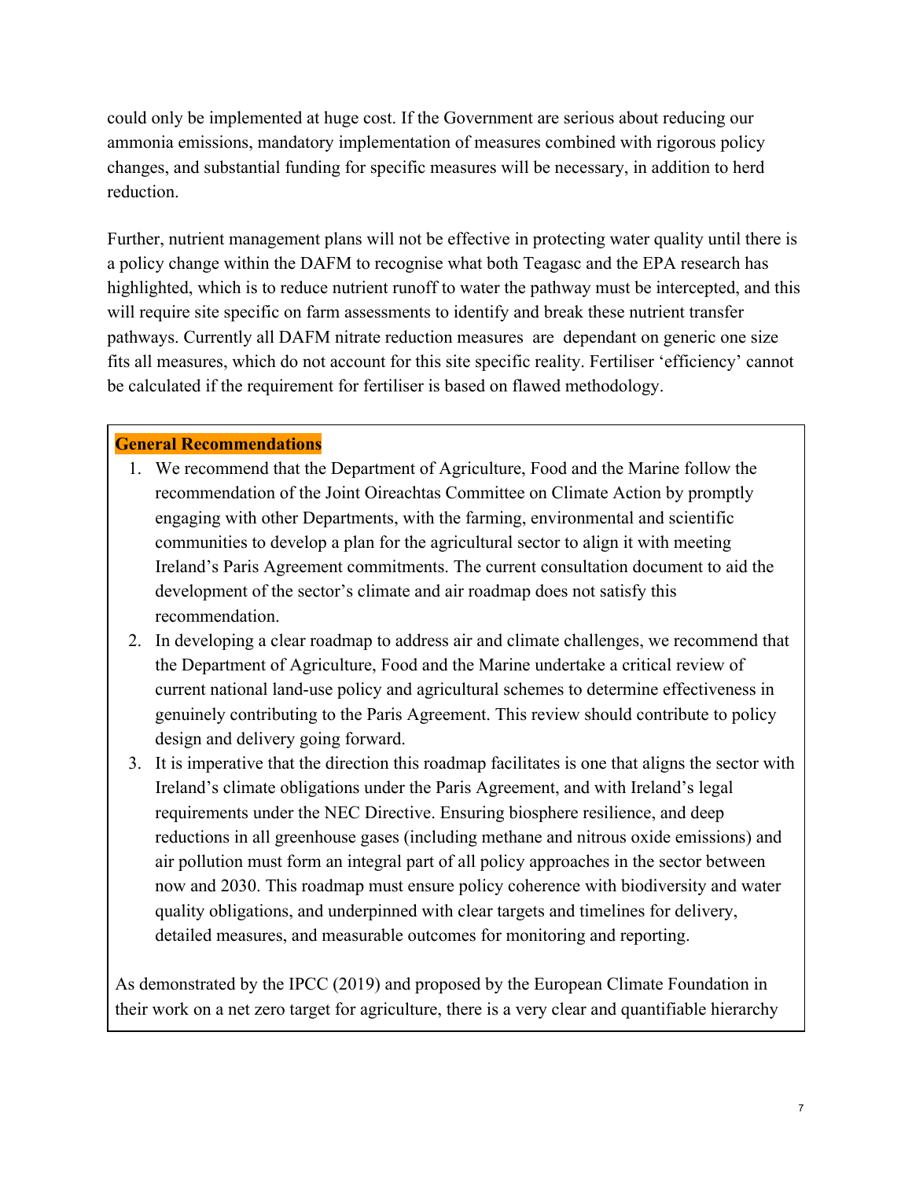could only be implemented at huge cost. If the Government are serious about reducing our ammonia emissions, mandatory implementation of measures combined with rigorous policy changes, and substantial funding for specific measures will be necessary, in addition to herd reduction.

Further, nutrient management plans will not be effective in protecting water quality until there is a policy change within the DAFM to recognise what both Teagasc and the EPA research has highlighted, which is to reduce nutrient runoff to water the pathway must be intercepted, and this will require site specific on farm assessments to identify and break these nutrient transfer pathways. Currently all DAFM nitrate reduction measures are dependant on generic one size fits all measures, which do not account for this site specific reality. Fertiliser 'efficiency' cannot be calculated if the requirement for fertiliser is based on flawed methodology.

**General Recommendations**

1. We recommend that the Department of Agriculture, Food and the Marine follow the recommendation of the Joint Oireachtas Committee on Climate Action by promptly engaging with other Departments, with the farming, environmental and scientific communities to develop a plan for the agricultural sector to align it with meeting Ireland's Paris Agreement commitments. The current consultation document to aid the development of the sector's climate and air roadmap does not satisfy this recommendation.
2. In developing a clear roadmap to address air and climate challenges, we recommend that the Department of Agriculture, Food and the Marine undertake a critical review of current national land-use policy and agricultural schemes to determine effectiveness in genuinely contributing to the Paris Agreement. This review should contribute to policy design and delivery going forward.
3. It is imperative that the direction this roadmap facilitates is one that aligns the sector with Ireland's climate obligations under the Paris Agreement, and with Ireland's legal requirements under the NEC Directive. Ensuring biosphere resilience, and deep reductions in all greenhouse gases (including methane and nitrous oxide emissions) and air pollution must form an integral part of all policy approaches in the sector between now and 2030. This roadmap must ensure policy coherence with biodiversity and water quality obligations, and underpinned with clear targets and timelines for delivery, detailed measures, and measurable outcomes for monitoring and reporting.

As demonstrated by the IPCC (2019) and proposed by the European Climate Foundation in their work on a net zero target for agriculture, there is a very clear and quantifiable hierarchy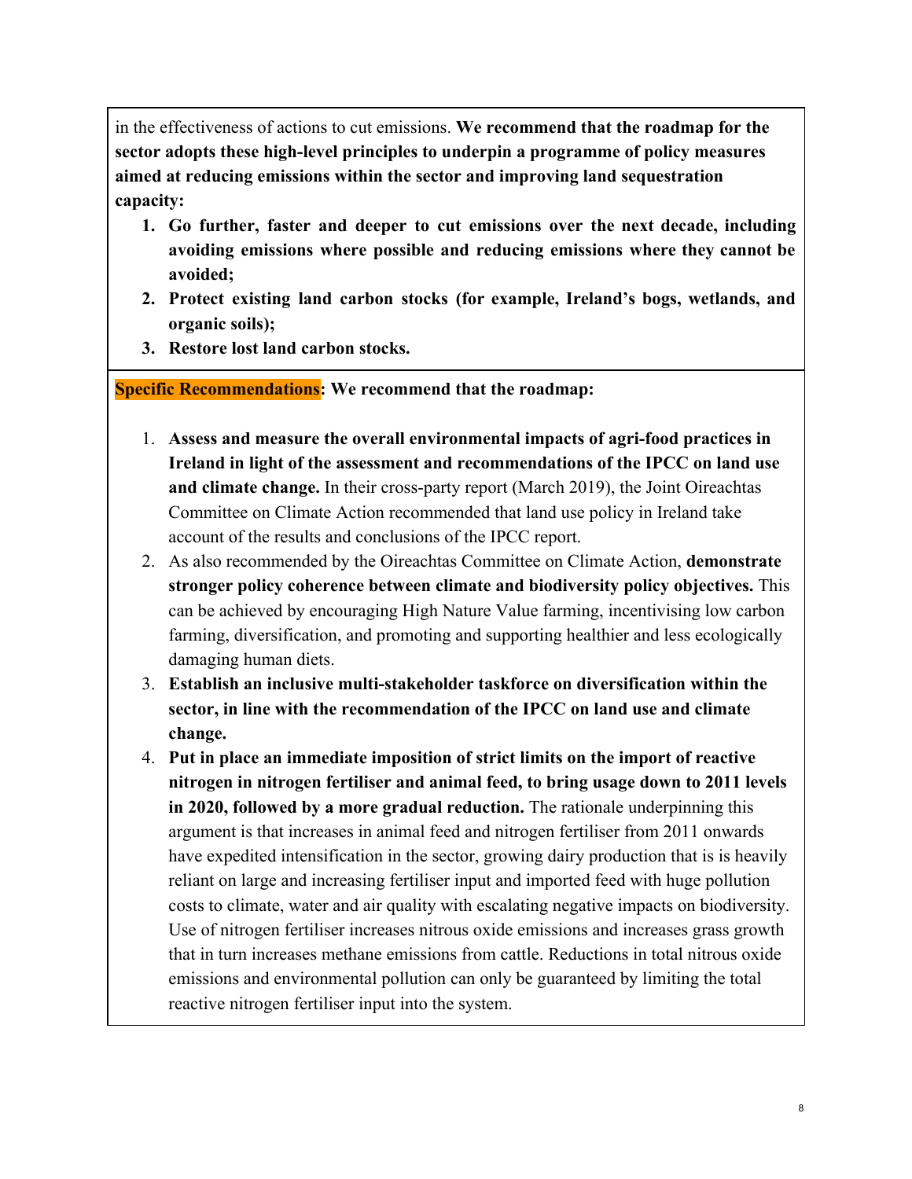in the effectiveness of actions to cut emissions. **We recommend that the roadmap for the sector adopts these high-level principles to underpin a programme of policy measures aimed at reducing emissions within the sector and improving land sequestration capacity:**

1. **Go further, faster and deeper to cut emissions over the next decade, including avoiding emissions where possible and reducing emissions where they cannot be avoided;**
2. **Protect existing land carbon stocks (for example, Ireland's bogs, wetlands, and organic soils);**
3. **Restore lost land carbon stocks.**

**Specific Recommendations: We recommend that the roadmap:**

1. **Assess and measure the overall environmental impacts of agri-food practices in Ireland in light of the assessment and recommendations of the IPCC on land use and climate change.** In their cross-party report (March 2019), the Joint Oireachtas Committee on Climate Action recommended that land use policy in Ireland take account of the results and conclusions of the IPCC report.
2. As also recommended by the Oireachtas Committee on Climate Action, **demonstrate stronger policy coherence between climate and biodiversity policy objectives.** This can be achieved by encouraging High Nature Value farming, incentivising low carbon farming, diversification, and promoting and supporting healthier and less ecologically damaging human diets.
3. **Establish an inclusive multi-stakeholder taskforce on diversification within the sector, in line with the recommendation of the IPCC on land use and climate change.**
4. **Put in place an immediate imposition of strict limits on the import of reactive nitrogen in nitrogen fertiliser and animal feed, to bring usage down to 2011 levels in 2020, followed by a more gradual reduction.** The rationale underpinning this argument is that increases in animal feed and nitrogen fertiliser from 2011 onwards have expedited intensification in the sector, growing dairy production that is is heavily reliant on large and increasing fertiliser input and imported feed with huge pollution costs to climate, water and air quality with escalating negative impacts on biodiversity. Use of nitrogen fertiliser increases nitrous oxide emissions and increases grass growth that in turn increases methane emissions from cattle. Reductions in total nitrous oxide emissions and environmental pollution can only be guaranteed by limiting the total reactive nitrogen fertiliser input into the system.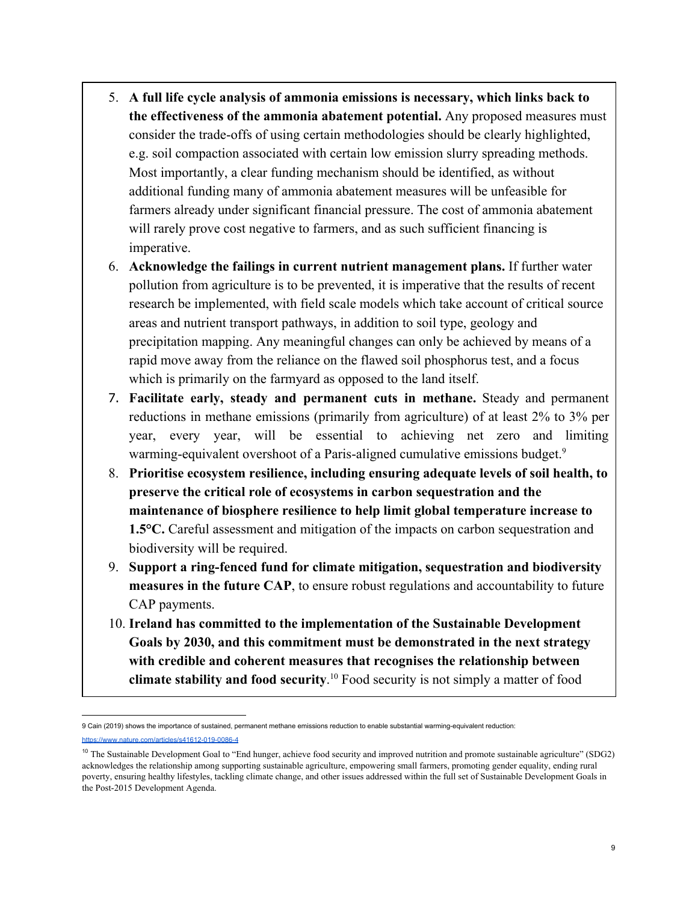5. **A full life cycle analysis of ammonia emissions is necessary, which links back to the effectiveness of the ammonia abatement potential.** Any proposed measures must consider the trade-offs of using certain methodologies should be clearly highlighted, e.g. soil compaction associated with certain low emission slurry spreading methods. Most importantly, a clear funding mechanism should be identified, as without additional funding many of ammonia abatement measures will be unfeasible for farmers already under significant financial pressure. The cost of ammonia abatement will rarely prove cost negative to farmers, and as such sufficient financing is imperative.
6. **Acknowledge the failings in current nutrient management plans.** If further water pollution from agriculture is to be prevented, it is imperative that the results of recent research be implemented, with field scale models which take account of critical source areas and nutrient transport pathways, in addition to soil type, geology and precipitation mapping. Any meaningful changes can only be achieved by means of a rapid move away from the reliance on the flawed soil phosphorus test, and a focus which is primarily on the farmyard as opposed to the land itself.
7. **Facilitate early, steady and permanent cuts in methane.** Steady and permanent reductions in methane emissions (primarily from agriculture) of at least 2% to 3% per year, every year, will be essential to achieving net zero and limiting warming-equivalent overshoot of a Paris-aligned cumulative emissions budget.[9]
8. **Prioritise ecosystem resilience, including ensuring adequate levels of soil health, to preserve the critical role of ecosystems in carbon sequestration and the maintenance of biosphere resilience to help limit global temperature increase to 1.5°C.** Careful assessment and mitigation of the impacts on carbon sequestration and biodiversity will be required.
9. **Support a ring-fenced fund for climate mitigation, sequestration and biodiversity measures in the future CAP**, to ensure robust regulations and accountability to future CAP payments.
10. **Ireland has committed to the implementation of the Sustainable Development Goals by 2030, and this commitment must be demonstrated in the next strategy with credible and coherent measures that recognises the relationship between climate stability and food security**.[10] Food security is not simply a matter of food

---

9 Cain (2019) shows the importance of sustained, permanent methane emissions reduction to enable substantial warming-equivalent reduction: https://www.nature.com/articles/s41612-019-0086-4

10 The Sustainable Development Goal to "End hunger, achieve food security and improved nutrition and promote sustainable agriculture" (SDG2) acknowledges the relationship among supporting sustainable agriculture, empowering small farmers, promoting gender equality, ending rural poverty, ensuring healthy lifestyles, tackling climate change, and other issues addressed within the full set of Sustainable Development Goals in the Post-2015 Development Agenda.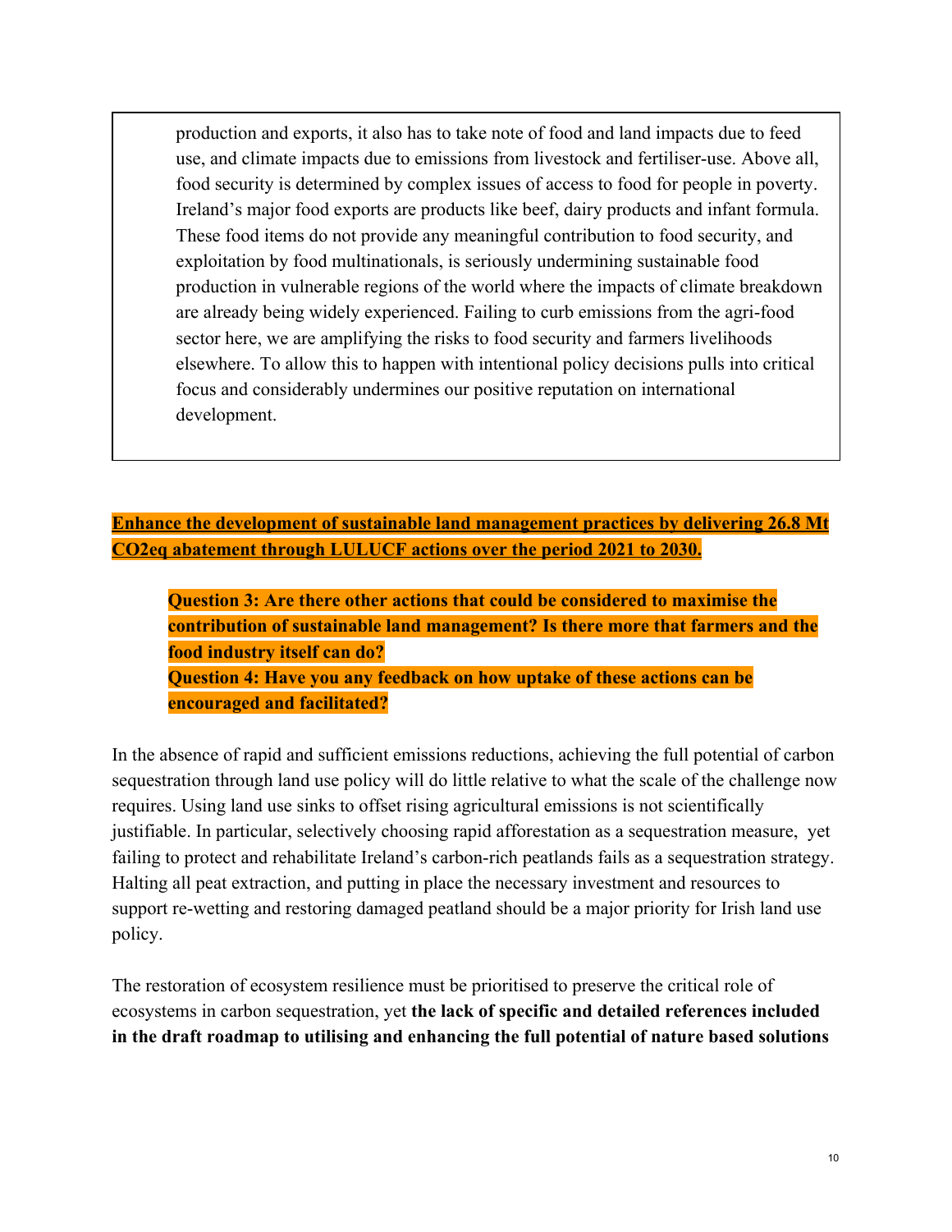> production and exports, it also has to take note of food and land impacts due to feed use, and climate impacts due to emissions from livestock and fertiliser-use. Above all, food security is determined by complex issues of access to food for people in poverty. Ireland's major food exports are products like beef, dairy products and infant formula. These food items do not provide any meaningful contribution to food security, and exploitation by food multinationals, is seriously undermining sustainable food production in vulnerable regions of the world where the impacts of climate breakdown are already being widely experienced. Failing to curb emissions from the agri-food sector here, we are amplifying the risks to food security and farmers livelihoods elsewhere. To allow this to happen with intentional policy decisions pulls into critical focus and considerably undermines our positive reputation on international development.

**Enhance the development of sustainable land management practices by delivering 26.8 Mt CO2eq abatement through LULUCF actions over the period 2021 to 2030.**

> **Question 3: Are there other actions that could be considered to maximise the contribution of sustainable land management? Is there more that farmers and the food industry itself can do?**
> **Question 4: Have you any feedback on how uptake of these actions can be encouraged and facilitated?**

In the absence of rapid and sufficient emissions reductions, achieving the full potential of carbon sequestration through land use policy will do little relative to what the scale of the challenge now requires. Using land use sinks to offset rising agricultural emissions is not scientifically justifiable. In particular, selectively choosing rapid afforestation as a sequestration measure, yet failing to protect and rehabilitate Ireland's carbon-rich peatlands fails as a sequestration strategy. Halting all peat extraction, and putting in place the necessary investment and resources to support re-wetting and restoring damaged peatland should be a major priority for Irish land use policy.

The restoration of ecosystem resilience must be prioritised to preserve the critical role of ecosystems in carbon sequestration, yet **the lack of specific and detailed references included in the draft roadmap to utilising and enhancing the full potential of nature based solutions**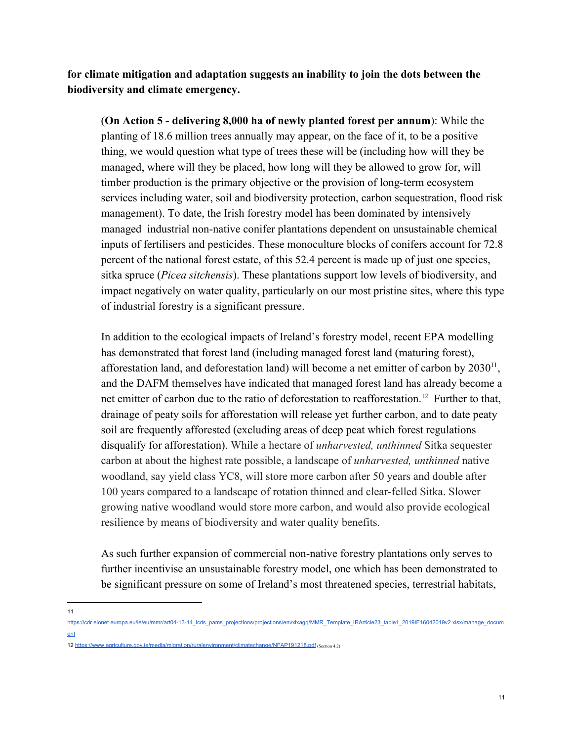**for climate mitigation and adaptation suggests an inability to join the dots between the biodiversity and climate emergency.**

> (**On Action 5 - delivering 8,000 ha of newly planted forest per annum**): While the planting of 18.6 million trees annually may appear, on the face of it, to be a positive thing, we would question what type of trees these will be (including how will they be managed, where will they be placed, how long will they be allowed to grow for, will timber production is the primary objective or the provision of long-term ecosystem services including water, soil and biodiversity protection, carbon sequestration, flood risk management). To date, the Irish forestry model has been dominated by intensively managed industrial non-native conifer plantations dependent on unsustainable chemical inputs of fertilisers and pesticides. These monoculture blocks of conifers account for 72.8 percent of the national forest estate, of this 52.4 percent is made up of just one species, sitka spruce (*Picea sitchensis*). These plantations support low levels of biodiversity, and impact negatively on water quality, particularly on our most pristine sites, where this type of industrial forestry is a significant pressure.
>
> In addition to the ecological impacts of Ireland's forestry model, recent EPA modelling has demonstrated that forest land (including managed forest land (maturing forest), afforestation land, and deforestation land) will become a net emitter of carbon by 2030[11], and the DAFM themselves have indicated that managed forest land has already become a net emitter of carbon due to the ratio of deforestation to reafforestation.[12] Further to that, drainage of peaty soils for afforestation will release yet further carbon, and to date peaty soil are frequently afforested (excluding areas of deep peat which forest regulations disqualify for afforestation). While a hectare of *unharvested, unthinned* Sitka sequester carbon at about the highest rate possible, a landscape of *unharvested, unthinned* native woodland, say yield class YC8, will store more carbon after 50 years and double after 100 years compared to a landscape of rotation thinned and clear-felled Sitka. Slower growing native woodland would store more carbon, and would also provide ecological resilience by means of biodiversity and water quality benefits.
>
> As such further expansion of commercial non-native forestry plantations only serves to further incentivise an unsustainable forestry model, one which has been demonstrated to be significant pressure on some of Ireland's most threatened species, terrestrial habitats,

---

11 https://cdr.eionet.europa.eu/ie/eu/mmr/art04-13-14_lcds_pams_projections/projections/envxlxagg/MMR_Template_IRArticle23_table1_2019IE16042019v2.xlsx/manage_document

12 https://www.agriculture.gov.ie/media/migration/ruralenvironment/climatechange/NFAP191218.pdf (Section 4.2)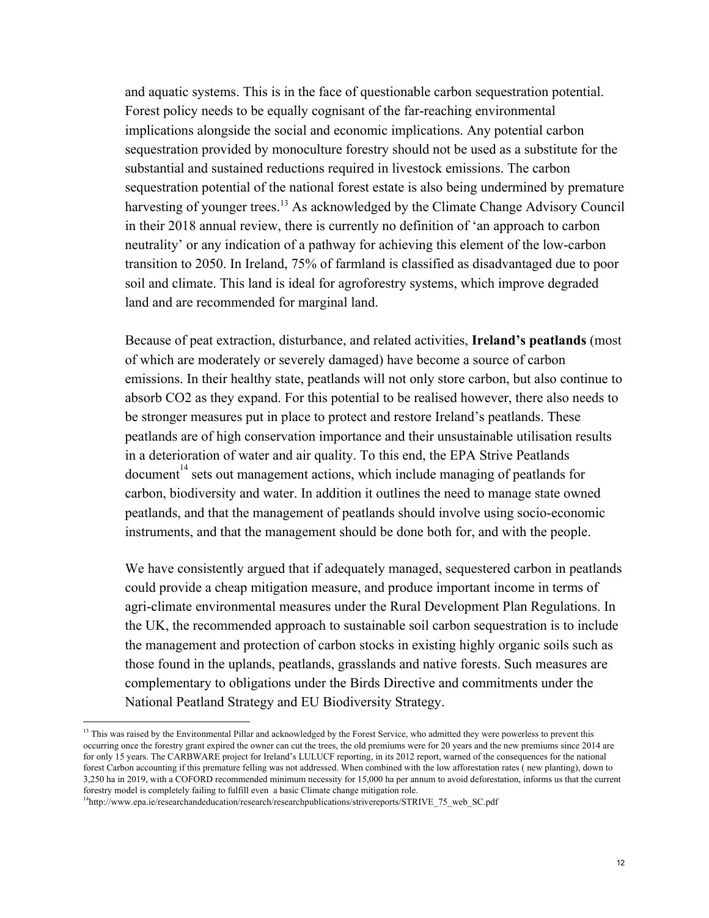and aquatic systems. This is in the face of questionable carbon sequestration potential. Forest policy needs to be equally cognisant of the far-reaching environmental implications alongside the social and economic implications. Any potential carbon sequestration provided by monoculture forestry should not be used as a substitute for the substantial and sustained reductions required in livestock emissions. The carbon sequestration potential of the national forest estate is also being undermined by premature harvesting of younger trees.[13] As acknowledged by the Climate Change Advisory Council in their 2018 annual review, there is currently no definition of 'an approach to carbon neutrality' or any indication of a pathway for achieving this element of the low-carbon transition to 2050. In Ireland, 75% of farmland is classified as disadvantaged due to poor soil and climate. This land is ideal for agroforestry systems, which improve degraded land and are recommended for marginal land.

Because of peat extraction, disturbance, and related activities, **Ireland's peatlands** (most of which are moderately or severely damaged) have become a source of carbon emissions. In their healthy state, peatlands will not only store carbon, but also continue to absorb $CO_2$ as they expand. For this potential to be realised however, there also needs to be stronger measures put in place to protect and restore Ireland's peatlands. These peatlands are of high conservation importance and their unsustainable utilisation results in a deterioration of water and air quality. To this end, the EPA Strive Peatlands document[14] sets out management actions, which include managing of peatlands for carbon, biodiversity and water. In addition it outlines the need to manage state owned peatlands, and that the management of peatlands should involve using socio-economic instruments, and that the management should be done both for, and with the people.

We have consistently argued that if adequately managed, sequestered carbon in peatlands could provide a cheap mitigation measure, and produce important income in terms of agri-climate environmental measures under the Rural Development Plan Regulations. In the UK, the recommended approach to sustainable soil carbon sequestration is to include the management and protection of carbon stocks in existing highly organic soils such as those found in the uplands, peatlands, grasslands and native forests. Such measures are complementary to obligations under the Birds Directive and commitments under the National Peatland Strategy and EU Biodiversity Strategy.

---

[13] This was raised by the Environmental Pillar and acknowledged by the Forest Service, who admitted they were powerless to prevent this occurring once the forestry grant expired the owner can cut the trees, the old premiums were for 20 years and the new premiums since 2014 are for only 15 years. The CARBWARE project for Ireland's LULUCF reporting, in its 2012 report, warned of the consequences for the national forest Carbon accounting if this premature felling was not addressed. When combined with the low afforestation rates ( new planting), down to 3,250 ha in 2019, with a COFORD recommended minimum necessity for 15,000 ha per annum to avoid deforestation, informs us that the current forestry model is completely failing to fulfill even a basic Climate change mitigation role.

[14] http://www.epa.ie/researchandeducation/research/researchpublications/strivereports/STRIVE_75_web_SC.pdf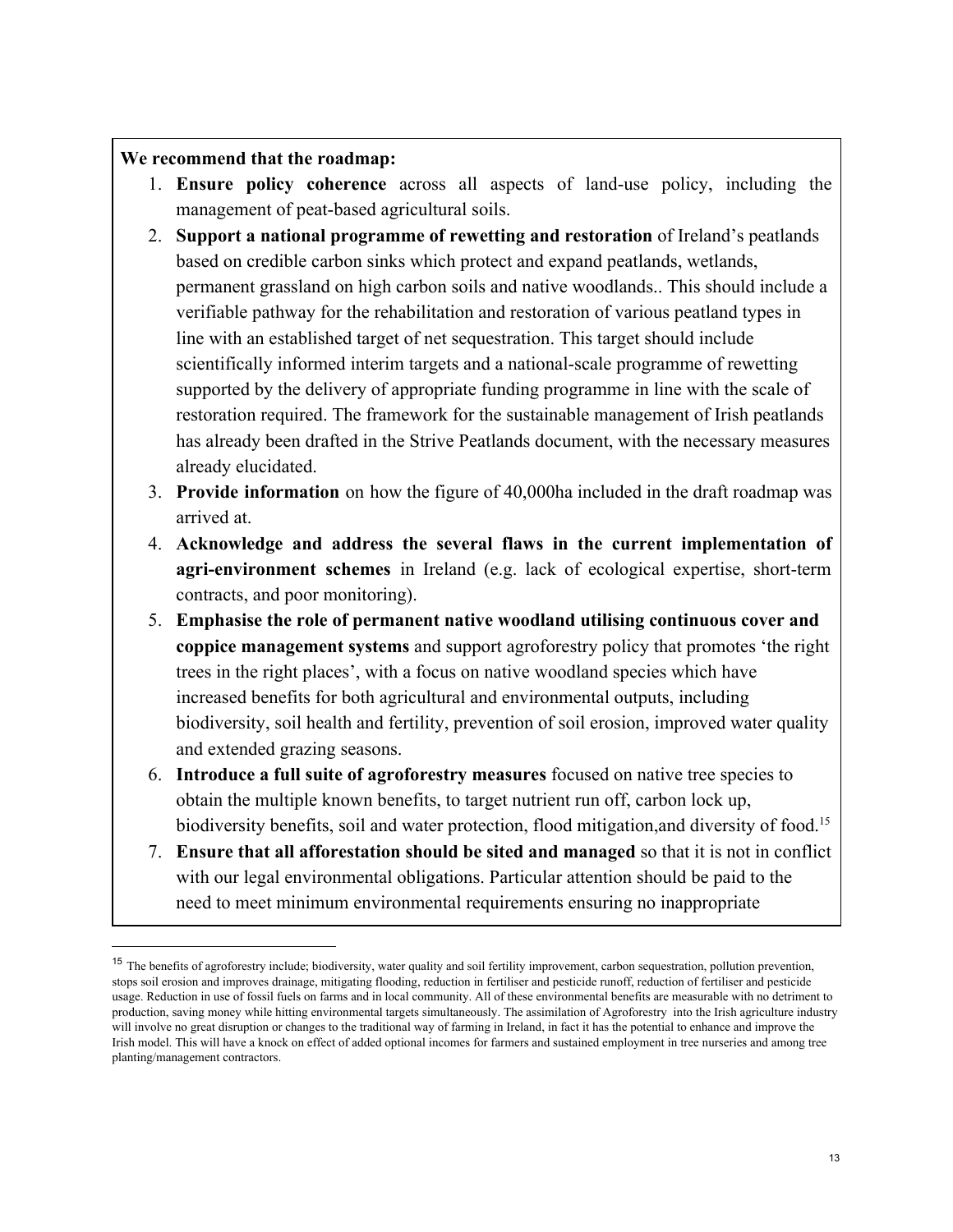**We recommend that the roadmap:**

1. **Ensure policy coherence** across all aspects of land-use policy, including the management of peat-based agricultural soils.
2. **Support a national programme of rewetting and restoration** of Ireland's peatlands based on credible carbon sinks which protect and expand peatlands, wetlands, permanent grassland on high carbon soils and native woodlands.. This should include a verifiable pathway for the rehabilitation and restoration of various peatland types in line with an established target of net sequestration. This target should include scientifically informed interim targets and a national-scale programme of rewetting supported by the delivery of appropriate funding programme in line with the scale of restoration required. The framework for the sustainable management of Irish peatlands has already been drafted in the Strive Peatlands document, with the necessary measures already elucidated.
3. **Provide information** on how the figure of 40,000ha included in the draft roadmap was arrived at.
4. **Acknowledge and address the several flaws in the current implementation of agri-environment schemes** in Ireland (e.g. lack of ecological expertise, short-term contracts, and poor monitoring).
5. **Emphasise the role of permanent native woodland utilising continuous cover and coppice management systems** and support agroforestry policy that promotes 'the right trees in the right places', with a focus on native woodland species which have increased benefits for both agricultural and environmental outputs, including biodiversity, soil health and fertility, prevention of soil erosion, improved water quality and extended grazing seasons.
6. **Introduce a full suite of agroforestry measures** focused on native tree species to obtain the multiple known benefits, to target nutrient run off, carbon lock up, biodiversity benefits, soil and water protection, flood mitigation,and diversity of food.[15]
7. **Ensure that all afforestation should be sited and managed** so that it is not in conflict with our legal environmental obligations. Particular attention should be paid to the need to meet minimum environmental requirements ensuring no inappropriate

---

[15] The benefits of agroforestry include; biodiversity, water quality and soil fertility improvement, carbon sequestration, pollution prevention, stops soil erosion and improves drainage, mitigating flooding, reduction in fertiliser and pesticide runoff, reduction of fertiliser and pesticide usage. Reduction in use of fossil fuels on farms and in local community. All of these environmental benefits are measurable with no detriment to production, saving money while hitting environmental targets simultaneously. The assimilation of Agroforestry into the Irish agriculture industry will involve no great disruption or changes to the traditional way of farming in Ireland, in fact it has the potential to enhance and improve the Irish model. This will have a knock on effect of added optional incomes for farmers and sustained employment in tree nurseries and among tree planting/management contractors.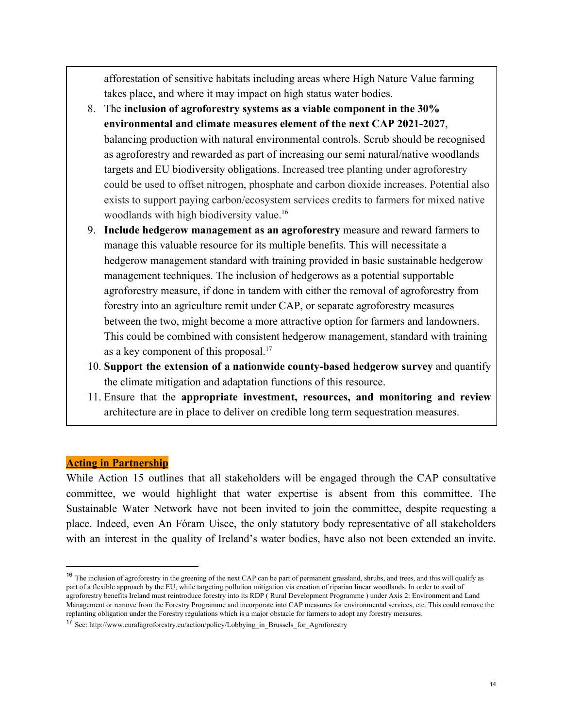afforestation of sensitive habitats including areas where High Nature Value farming takes place, and where it may impact on high status water bodies.

8. The **inclusion of agroforestry systems as a viable component in the 30% environmental and climate measures element of the next CAP 2021-2027**, balancing production with natural environmental controls. Scrub should be recognised as agroforestry and rewarded as part of increasing our semi natural/native woodlands targets and EU biodiversity obligations. Increased tree planting under agroforestry could be used to offset nitrogen, phosphate and carbon dioxide increases. Potential also exists to support paying carbon/ecosystem services credits to farmers for mixed native woodlands with high biodiversity value.[16]
9. **Include hedgerow management as an agroforestry** measure and reward farmers to manage this valuable resource for its multiple benefits. This will necessitate a hedgerow management standard with training provided in basic sustainable hedgerow management techniques. The inclusion of hedgerows as a potential supportable agroforestry measure, if done in tandem with either the removal of agroforestry from forestry into an agriculture remit under CAP, or separate agroforestry measures between the two, might become a more attractive option for farmers and landowners. This could be combined with consistent hedgerow management, standard with training as a key component of this proposal.[17]
10. **Support the extension of a nationwide county-based hedgerow survey** and quantify the climate mitigation and adaptation functions of this resource.
11. Ensure that the **appropriate investment, resources, and monitoring and review** architecture are in place to deliver on credible long term sequestration measures.

## Acting in Partnership

While Action 15 outlines that all stakeholders will be engaged through the CAP consultative committee, we would highlight that water expertise is absent from this committee. The Sustainable Water Network have not been invited to join the committee, despite requesting a place. Indeed, even An Fóram Uisce, the only statutory body representative of all stakeholders with an interest in the quality of Ireland's water bodies, have also not been extended an invite.

---

[16] The inclusion of agroforestry in the greening of the next CAP can be part of permanent grassland, shrubs, and trees, and this will qualify as part of a flexible approach by the EU, while targeting pollution mitigation via creation of riparian linear woodlands. In order to avail of agroforestry benefits Ireland must reintroduce forestry into its RDP ( Rural Development Programme ) under Axis 2: Environment and Land Management or remove from the Forestry Programme and incorporate into CAP measures for environmental services, etc. This could remove the replanting obligation under the Forestry regulations which is a major obstacle for farmers to adopt any forestry measures.

[17] See: http://www.eurafagroforestry.eu/action/policy/Lobbying_in_Brussels_for_Agroforestry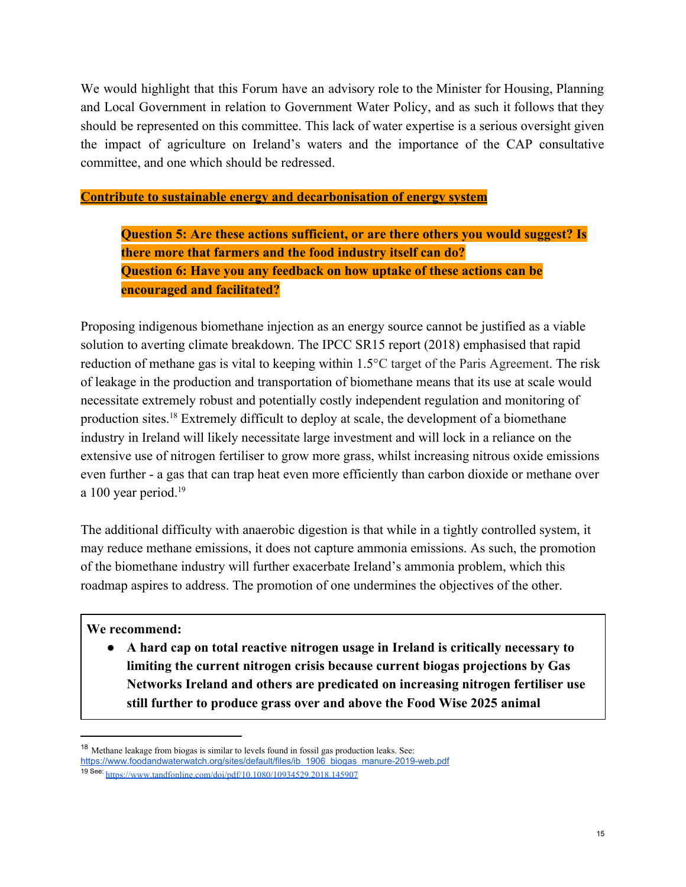We would highlight that this Forum have an advisory role to the Minister for Housing, Planning and Local Government in relation to Government Water Policy, and as such it follows that they should be represented on this committee. This lack of water expertise is a serious oversight given the impact of agriculture on Ireland's waters and the importance of the CAP consultative committee, and one which should be redressed.

## Contribute to sustainable energy and decarbonisation of energy system

> **Question 5: Are these actions sufficient, or are there others you would suggest? Is there more that farmers and the food industry itself can do?**
> **Question 6: Have you any feedback on how uptake of these actions can be encouraged and facilitated?**

Proposing indigenous biomethane injection as an energy source cannot be justified as a viable solution to averting climate breakdown. The IPCC SR15 report (2018) emphasised that rapid reduction of methane gas is vital to keeping within 1.5°C target of the Paris Agreement. The risk of leakage in the production and transportation of biomethane means that its use at scale would necessitate extremely robust and potentially costly independent regulation and monitoring of production sites.[18] Extremely difficult to deploy at scale, the development of a biomethane industry in Ireland will likely necessitate large investment and will lock in a reliance on the extensive use of nitrogen fertiliser to grow more grass, whilst increasing nitrous oxide emissions even further - a gas that can trap heat even more efficiently than carbon dioxide or methane over a 100 year period.[19]

The additional difficulty with anaerobic digestion is that while in a tightly controlled system, it may reduce methane emissions, it does not capture ammonia emissions. As such, the promotion of the biomethane industry will further exacerbate Ireland's ammonia problem, which this roadmap aspires to address. The promotion of one undermines the objectives of the other.

**We recommend:**

- **A hard cap on total reactive nitrogen usage in Ireland is critically necessary to limiting the current nitrogen crisis because current biogas projections by Gas Networks Ireland and others are predicated on increasing nitrogen fertiliser use still further to produce grass over and above the Food Wise 2025 animal**

---

[18] Methane leakage from biogas is similar to levels found in fossil gas production leaks. See: https://www.foodandwaterwatch.org/sites/default/files/ib_1906_biogas_manure-2019-web.pdf

[19] See: https://www.tandfonline.com/doi/pdf/10.1080/10934529.2018.145907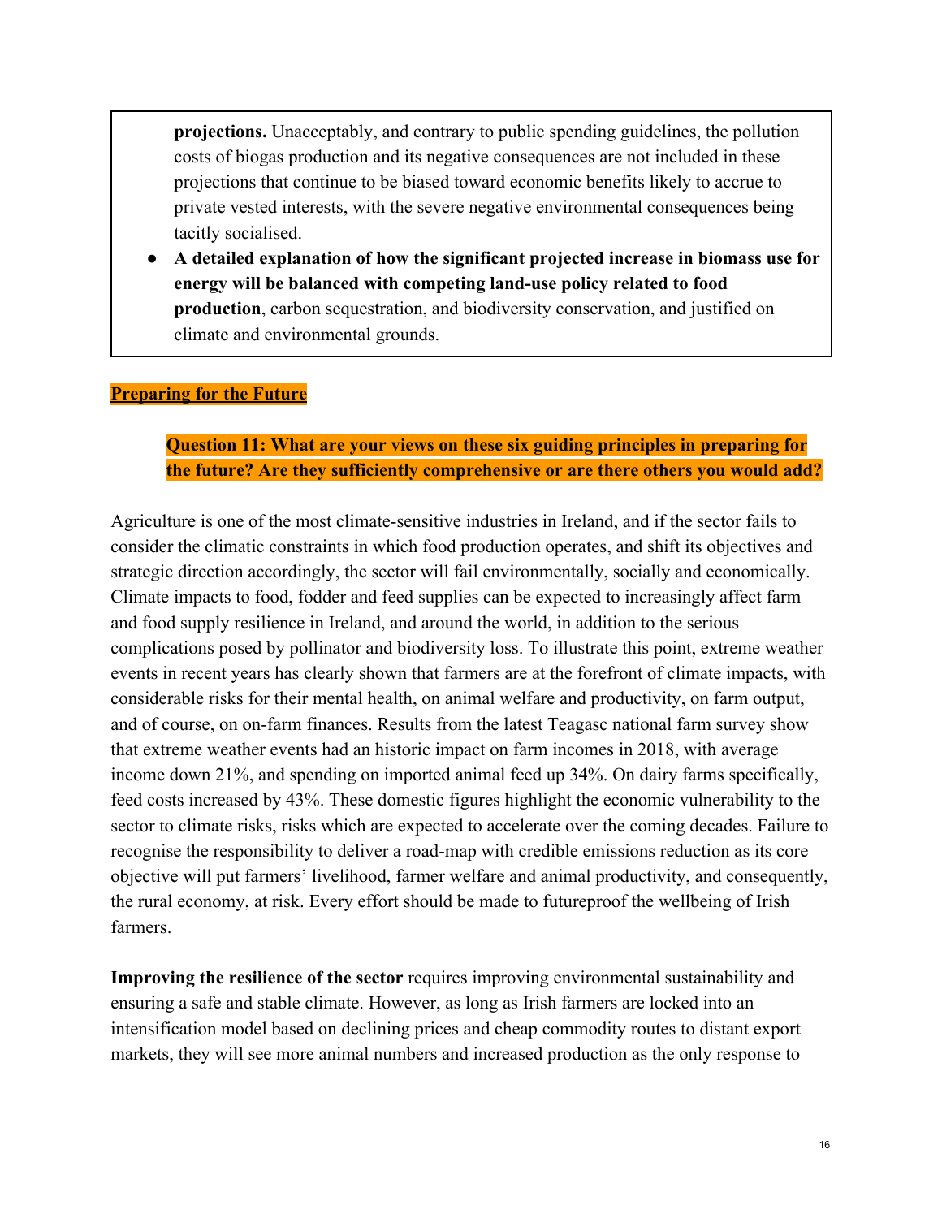**projections.** Unacceptably, and contrary to public spending guidelines, the pollution costs of biogas production and its negative consequences are not included in these projections that continue to be biased toward economic benefits likely to accrue to private vested interests, with the severe negative environmental consequences being tacitly socialised.

- **A detailed explanation of how the significant projected increase in biomass use for energy will be balanced with competing land-use policy related to food production**, carbon sequestration, and biodiversity conservation, and justified on climate and environmental grounds.

## Preparing for the Future

### Question 11: What are your views on these six guiding principles in preparing for the future? Are they sufficiently comprehensive or are there others you would add?

Agriculture is one of the most climate-sensitive industries in Ireland, and if the sector fails to consider the climatic constraints in which food production operates, and shift its objectives and strategic direction accordingly, the sector will fail environmentally, socially and economically. Climate impacts to food, fodder and feed supplies can be expected to increasingly affect farm and food supply resilience in Ireland, and around the world, in addition to the serious complications posed by pollinator and biodiversity loss. To illustrate this point, extreme weather events in recent years has clearly shown that farmers are at the forefront of climate impacts, with considerable risks for their mental health, on animal welfare and productivity, on farm output, and of course, on on-farm finances. Results from the latest Teagasc national farm survey show that extreme weather events had an historic impact on farm incomes in 2018, with average income down 21%, and spending on imported animal feed up 34%. On dairy farms specifically, feed costs increased by 43%. These domestic figures highlight the economic vulnerability to the sector to climate risks, risks which are expected to accelerate over the coming decades. Failure to recognise the responsibility to deliver a road-map with credible emissions reduction as its core objective will put farmers' livelihood, farmer welfare and animal productivity, and consequently, the rural economy, at risk. Every effort should be made to futureproof the wellbeing of Irish farmers.

**Improving the resilience of the sector** requires improving environmental sustainability and ensuring a safe and stable climate. However, as long as Irish farmers are locked into an intensification model based on declining prices and cheap commodity routes to distant export markets, they will see more animal numbers and increased production as the only response to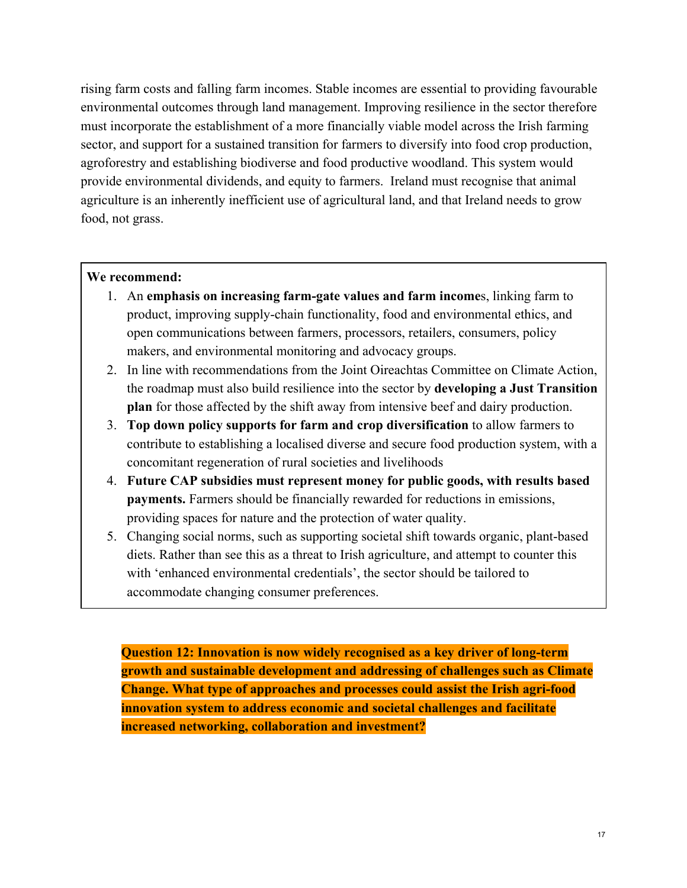rising farm costs and falling farm incomes. Stable incomes are essential to providing favourable environmental outcomes through land management. Improving resilience in the sector therefore must incorporate the establishment of a more financially viable model across the Irish farming sector, and support for a sustained transition for farmers to diversify into food crop production, agroforestry and establishing biodiverse and food productive woodland. This system would provide environmental dividends, and equity to farmers. Ireland must recognise that animal agriculture is an inherently inefficient use of agricultural land, and that Ireland needs to grow food, not grass.

**We recommend:**

1. An **emphasis on increasing farm-gate values and farm income**s, linking farm to product, improving supply-chain functionality, food and environmental ethics, and open communications between farmers, processors, retailers, consumers, policy makers, and environmental monitoring and advocacy groups.
2. In line with recommendations from the Joint Oireachtas Committee on Climate Action, the roadmap must also build resilience into the sector by **developing a Just Transition plan** for those affected by the shift away from intensive beef and dairy production.
3. **Top down policy supports for farm and crop diversification** to allow farmers to contribute to establishing a localised diverse and secure food production system, with a concomitant regeneration of rural societies and livelihoods
4. **Future CAP subsidies must represent money for public goods, with results based payments.** Farmers should be financially rewarded for reductions in emissions, providing spaces for nature and the protection of water quality.
5. Changing social norms, such as supporting societal shift towards organic, plant-based diets. Rather than see this as a threat to Irish agriculture, and attempt to counter this with 'enhanced environmental credentials', the sector should be tailored to accommodate changing consumer preferences.

**Question 12: Innovation is now widely recognised as a key driver of long-term growth and sustainable development and addressing of challenges such as Climate Change. What type of approaches and processes could assist the Irish agri-food innovation system to address economic and societal challenges and facilitate increased networking, collaboration and investment?**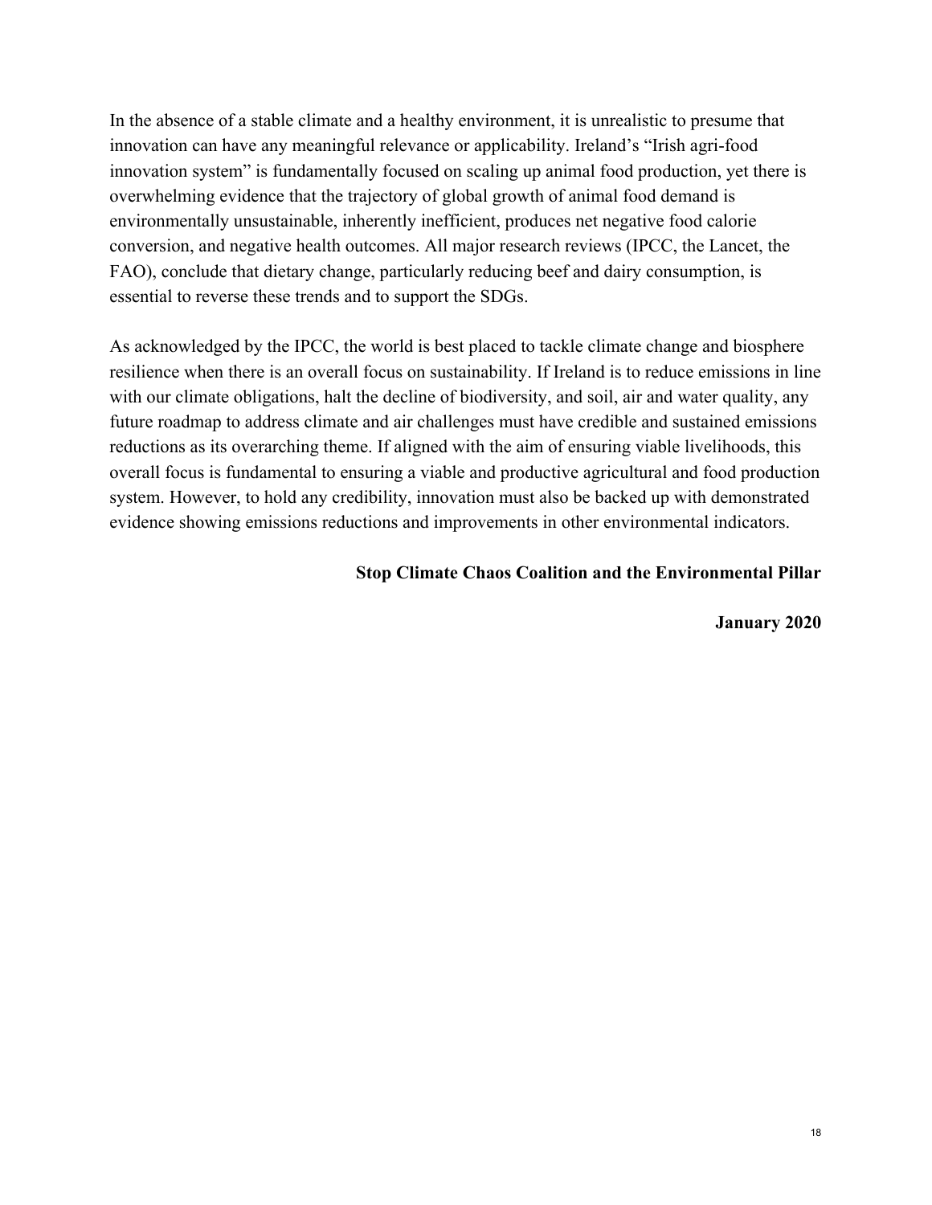In the absence of a stable climate and a healthy environment, it is unrealistic to presume that innovation can have any meaningful relevance or applicability. Ireland's "Irish agri-food innovation system" is fundamentally focused on scaling up animal food production, yet there is overwhelming evidence that the trajectory of global growth of animal food demand is environmentally unsustainable, inherently inefficient, produces net negative food calorie conversion, and negative health outcomes. All major research reviews (IPCC, the Lancet, the FAO), conclude that dietary change, particularly reducing beef and dairy consumption, is essential to reverse these trends and to support the SDGs.

As acknowledged by the IPCC, the world is best placed to tackle climate change and biosphere resilience when there is an overall focus on sustainability. If Ireland is to reduce emissions in line with our climate obligations, halt the decline of biodiversity, and soil, air and water quality, any future roadmap to address climate and air challenges must have credible and sustained emissions reductions as its overarching theme. If aligned with the aim of ensuring viable livelihoods, this overall focus is fundamental to ensuring a viable and productive agricultural and food production system. However, to hold any credibility, innovation must also be backed up with demonstrated evidence showing emissions reductions and improvements in other environmental indicators.

**Stop Climate Chaos Coalition and the Environmental Pillar**

**January 2020**